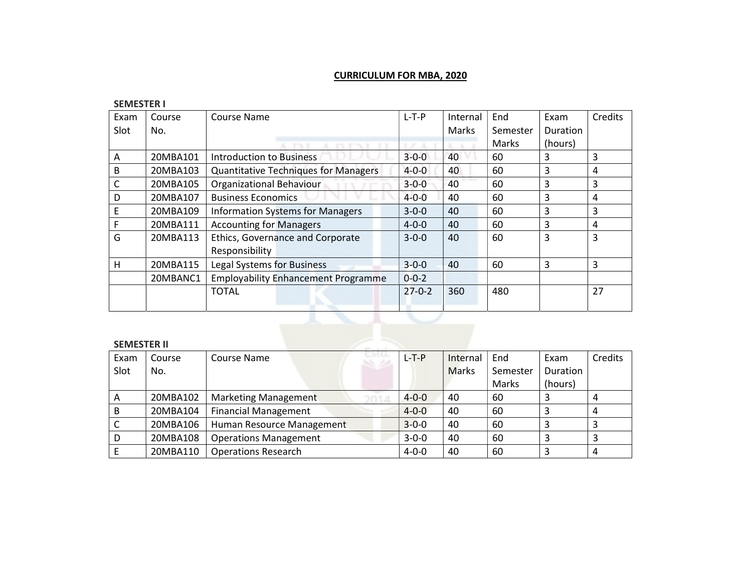# CURRICULUM FOR MBA, 2020

**SEMESTER I**

| Exam Slot | Course No. | Course Name | L-T-P | Internal Marks | End Semester Marks | Exam Duration (hours) | Credits |
|---|---|---|---|---|---|---|---|
| A | 20MBA101 | Introduction to Business | 3-0-0 | 40 | 60 | 3 | 3 |
| B | 20MBA103 | Quantitative Techniques for Managers | 4-0-0 | 40 | 60 | 3 | 4 |
| C | 20MBA105 | Organizational Behaviour | 3-0-0 | 40 | 60 | 3 | 3 |
| D | 20MBA107 | Business Economics | 4-0-0 | 40 | 60 | 3 | 4 |
| E | 20MBA109 | Information Systems for Managers | 3-0-0 | 40 | 60 | 3 | 3 |
| F | 20MBA111 | Accounting for Managers | 4-0-0 | 40 | 60 | 3 | 4 |
| G | 20MBA113 | Ethics, Governance and Corporate Responsibility | 3-0-0 | 40 | 60 | 3 | 3 |
| H | 20MBA115 | Legal Systems for Business | 3-0-0 | 40 | 60 | 3 | 3 |
| | 20MBANC1 | Employability Enhancement Programme | 0-0-2 | | | | |
| | | TOTAL | 27-0-2 | 360 | 480 | | 27 |

**SEMESTER II**

| Exam Slot | Course No. | Course Name | L-T-P | Internal Marks | End Semester Marks | Exam Duration (hours) | Credits |
|---|---|---|---|---|---|---|---|
| A | 20MBA102 | Marketing Management | 4-0-0 | 40 | 60 | 3 | 4 |
| B | 20MBA104 | Financial Management | 4-0-0 | 40 | 60 | 3 | 4 |
| C | 20MBA106 | Human Resource Management | 3-0-0 | 40 | 60 | 3 | 3 |
| D | 20MBA108 | Operations Management | 3-0-0 | 40 | 60 | 3 | 3 |
| E | 20MBA110 | Operations Research | 4-0-0 | 40 | 60 | 3 | 4 |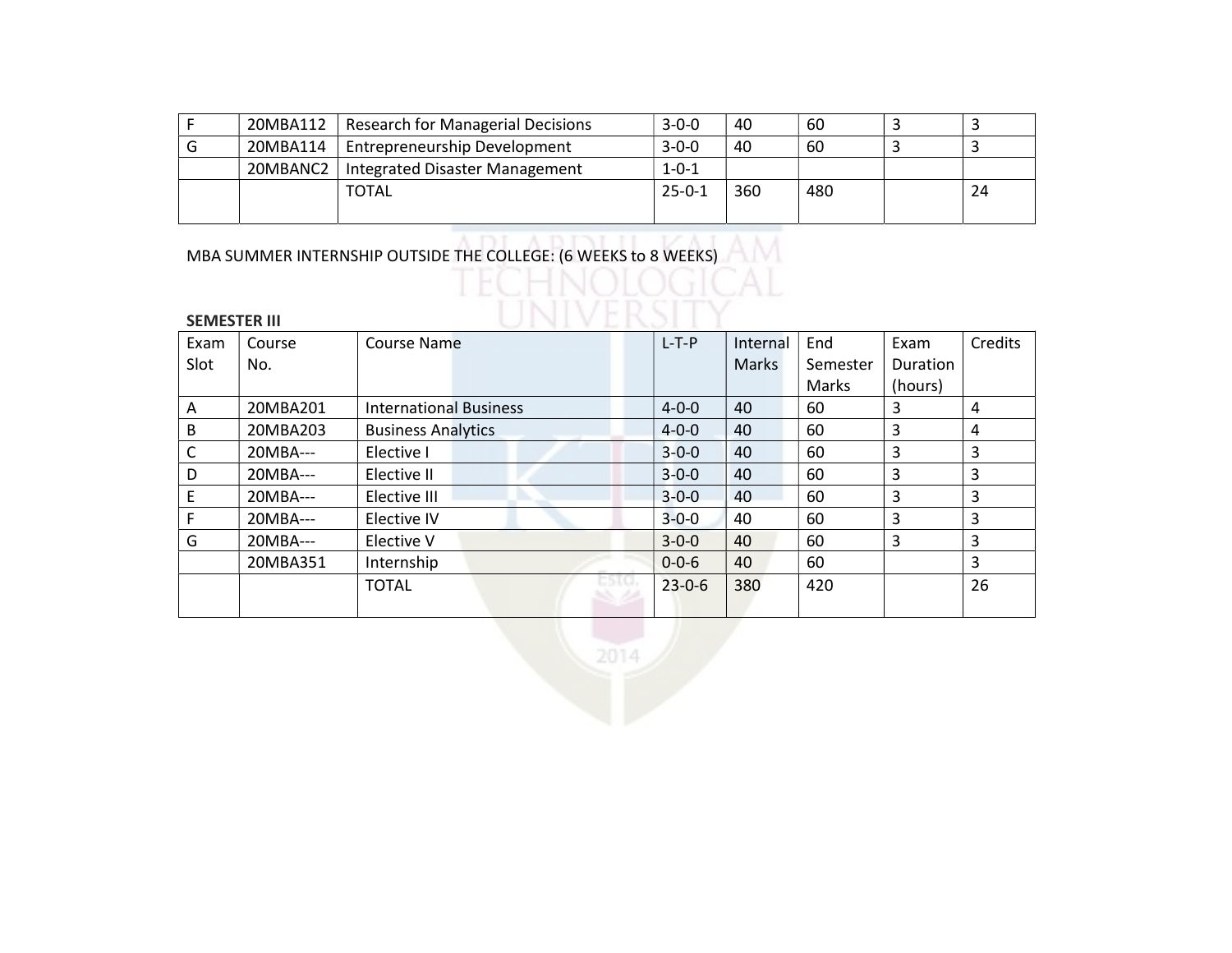| F | 20MBA112 | Research for Managerial Decisions | 3-0-0 | 40 | 60 | 3 | 3 |
|---|---|---|---|---|---|---|---|
| G | 20MBA114 | Entrepreneurship Development | 3-0-0 | 40 | 60 | 3 | 3 |
| | 20MBANC2 | Integrated Disaster Management | 1-0-1 | | | | |
| | | TOTAL | 25-0-1 | 360 | 480 | | 24 |

MBA SUMMER INTERNSHIP OUTSIDE THE COLLEGE: (6 WEEKS to 8 WEEKS)

**SEMESTER III**

| Exam Slot | Course No. | Course Name | L-T-P | Internal Marks | End Semester Marks | Exam Duration (hours) | Credits |
|---|---|---|---|---|---|---|---|
| A | 20MBA201 | International Business | 4-0-0 | 40 | 60 | 3 | 4 |
| B | 20MBA203 | Business Analytics | 4-0-0 | 40 | 60 | 3 | 4 |
| C | 20MBA--- | Elective I | 3-0-0 | 40 | 60 | 3 | 3 |
| D | 20MBA--- | Elective II | 3-0-0 | 40 | 60 | 3 | 3 |
| E | 20MBA--- | Elective III | 3-0-0 | 40 | 60 | 3 | 3 |
| F | 20MBA--- | Elective IV | 3-0-0 | 40 | 60 | 3 | 3 |
| G | 20MBA--- | Elective V | 3-0-0 | 40 | 60 | 3 | 3 |
| | 20MBA351 | Internship | 0-0-6 | 40 | 60 | | 3 |
| | | TOTAL | 23-0-6 | 380 | 420 | | 26 |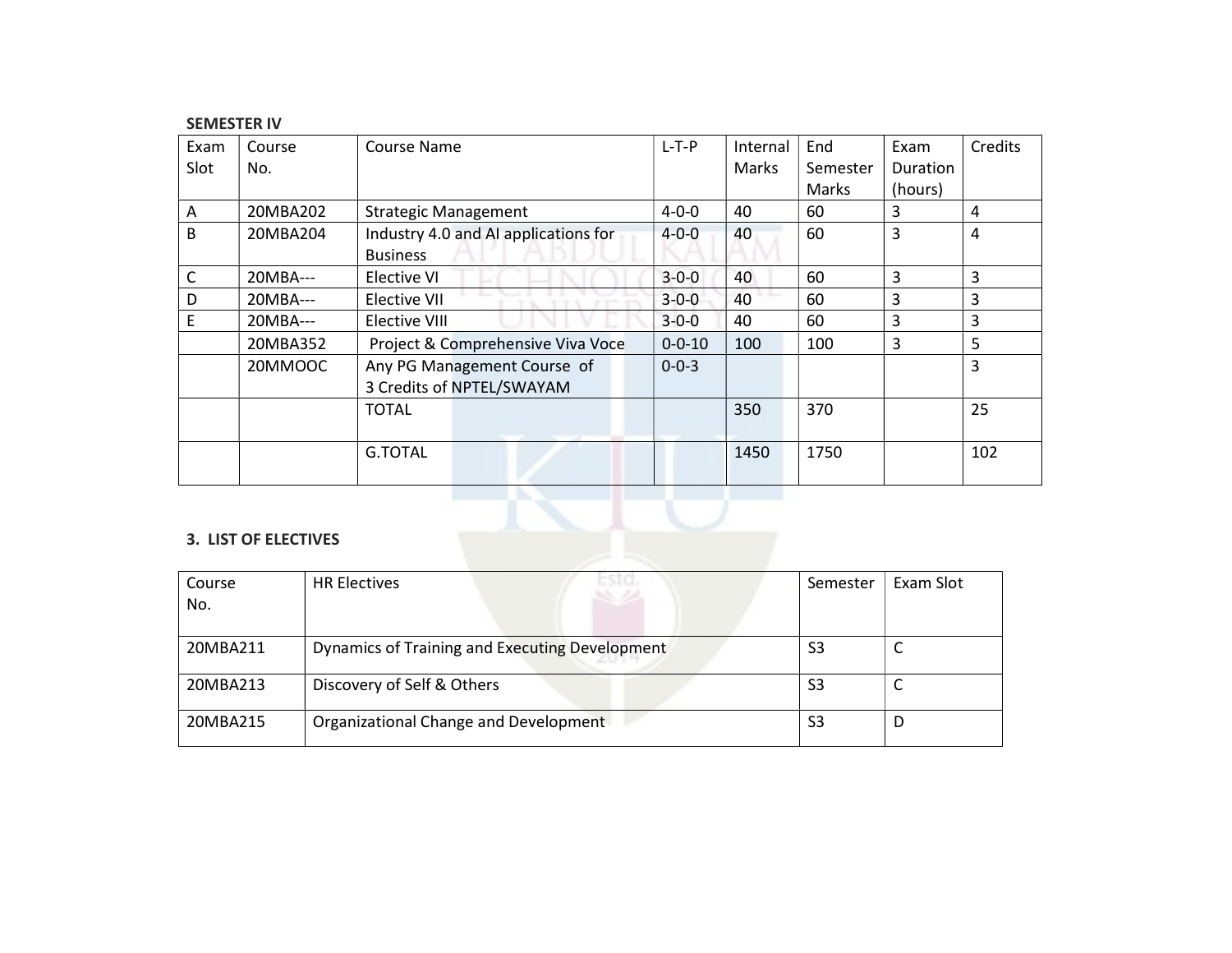**SEMESTER IV**

| Exam Slot | Course No. | Course Name | L-T-P | Internal Marks | End Semester Marks | Exam Duration (hours) | Credits |
|---|---|---|---|---|---|---|---|
| A | 20MBA202 | Strategic Management | 4-0-0 | 40 | 60 | 3 | 4 |
| B | 20MBA204 | Industry 4.0 and AI applications for Business | 4-0-0 | 40 | 60 | 3 | 4 |
| C | 20MBA--- | Elective VI | 3-0-0 | 40 | 60 | 3 | 3 |
| D | 20MBA--- | Elective VII | 3-0-0 | 40 | 60 | 3 | 3 |
| E | 20MBA--- | Elective VIII | 3-0-0 | 40 | 60 | 3 | 3 |
| | 20MBA352 | Project & Comprehensive Viva Voce | 0-0-10 | 100 | 100 | 3 | 5 |
| | 20MMOOC | Any PG Management Course of 3 Credits of NPTEL/SWAYAM | 0-0-3 | | | | 3 |
| | | TOTAL | | 350 | 370 | | 25 |
| | | G.TOTAL | | 1450 | 1750 | | 102 |

## 3. LIST OF ELECTIVES

| Course No. | HR Electives | Semester | Exam Slot |
|---|---|---|---|
| 20MBA211 | Dynamics of Training and Executing Development | S3 | C |
| 20MBA213 | Discovery of Self & Others | S3 | C |
| 20MBA215 | Organizational Change and Development | S3 | D |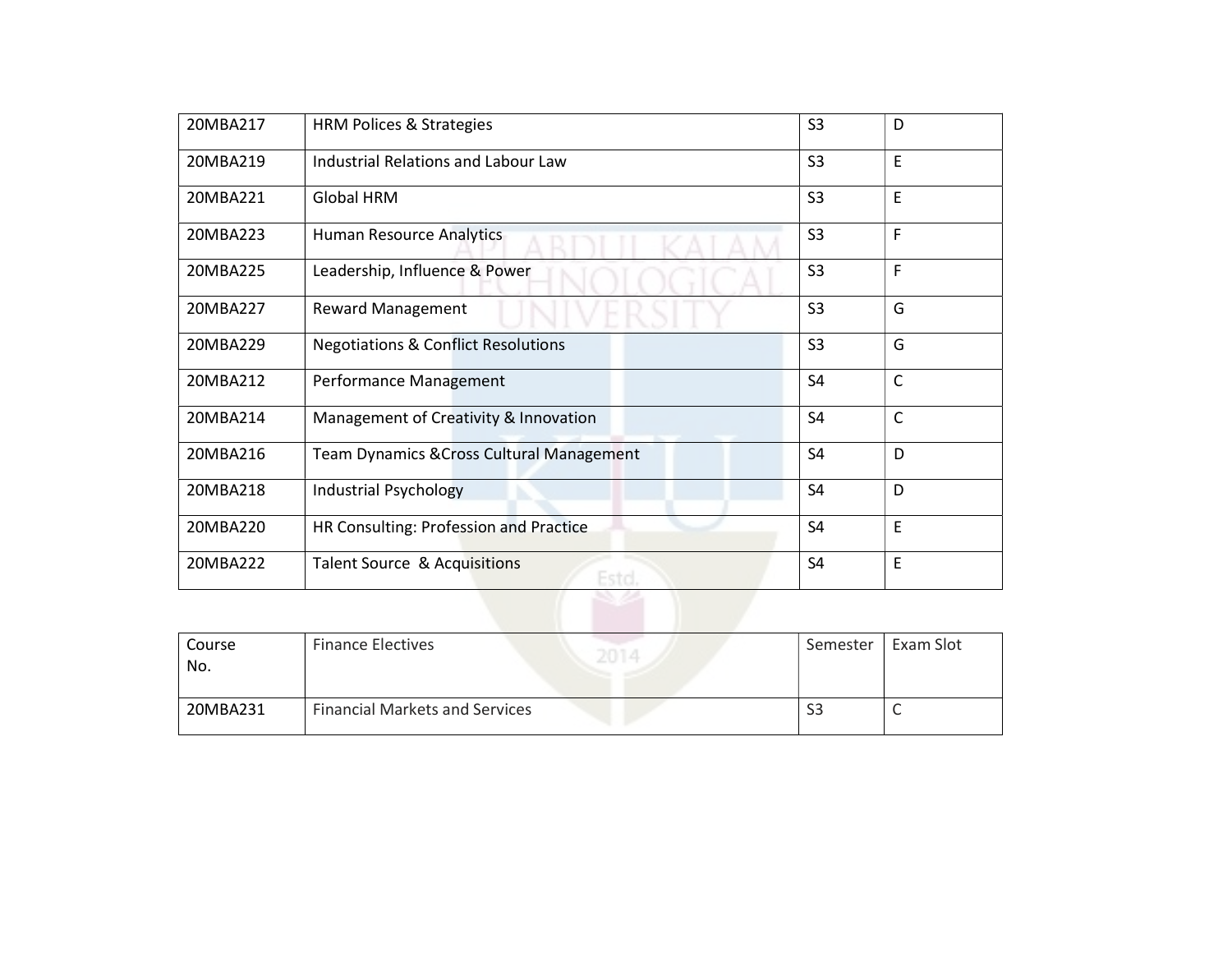| | | | |
|---|---|---|---|
| 20MBA217 | HRM Polices & Strategies | S3 | D |
| 20MBA219 | Industrial Relations and Labour Law | S3 | E |
| 20MBA221 | Global HRM | S3 | E |
| 20MBA223 | Human Resource Analytics | S3 | F |
| 20MBA225 | Leadership, Influence & Power | S3 | F |
| 20MBA227 | Reward Management | S3 | G |
| 20MBA229 | Negotiations & Conflict Resolutions | S3 | G |
| 20MBA212 | Performance Management | S4 | C |
| 20MBA214 | Management of Creativity & Innovation | S4 | C |
| 20MBA216 | Team Dynamics &Cross Cultural Management | S4 | D |
| 20MBA218 | Industrial Psychology | S4 | D |
| 20MBA220 | HR Consulting: Profession and Practice | S4 | E |
| 20MBA222 | Talent Source & Acquisitions | S4 | E |

| Course No. | Finance Electives | Semester | Exam Slot |
|---|---|---|---|
| 20MBA231 | Financial Markets and Services | S3 | C |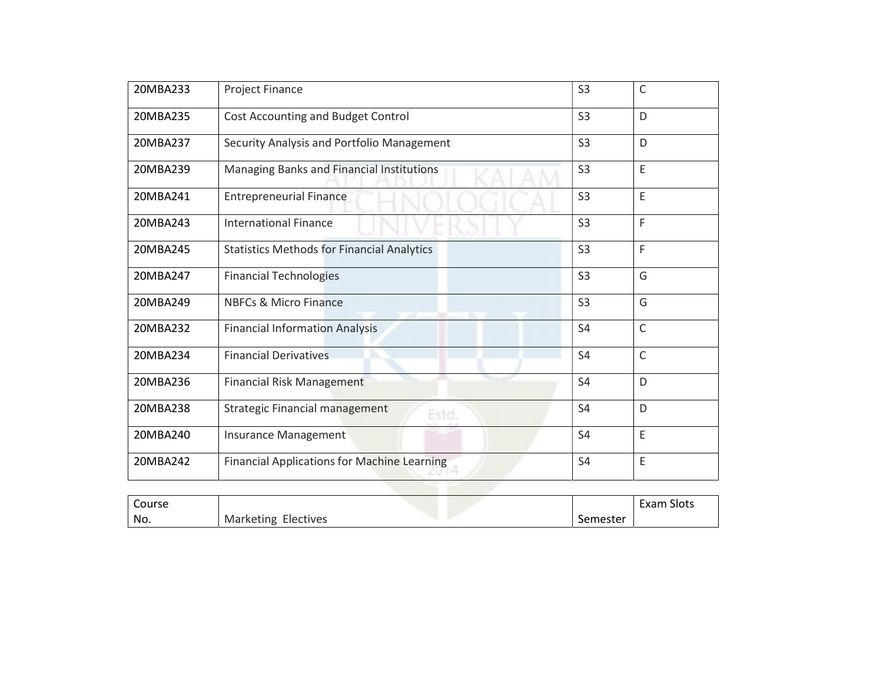| | | | |
|---|---|---|---|
| 20MBA233 | Project Finance | S3 | C |
| 20MBA235 | Cost Accounting and Budget Control | S3 | D |
| 20MBA237 | Security Analysis and Portfolio Management | S3 | D |
| 20MBA239 | Managing Banks and Financial Institutions | S3 | E |
| 20MBA241 | Entrepreneurial Finance | S3 | E |
| 20MBA243 | International Finance | S3 | F |
| 20MBA245 | Statistics Methods for Financial Analytics | S3 | F |
| 20MBA247 | Financial Technologies | S3 | G |
| 20MBA249 | NBFCs & Micro Finance | S3 | G |
| 20MBA232 | Financial Information Analysis | S4 | C |
| 20MBA234 | Financial Derivatives | S4 | C |
| 20MBA236 | Financial Risk Management | S4 | D |
| 20MBA238 | Strategic Financial management | S4 | D |
| 20MBA240 | Insurance Management | S4 | E |
| 20MBA242 | Financial Applications for Machine Learning | S4 | E |

| Course No. | Marketing Electives | Semester | Exam Slots |
|---|---|---|---|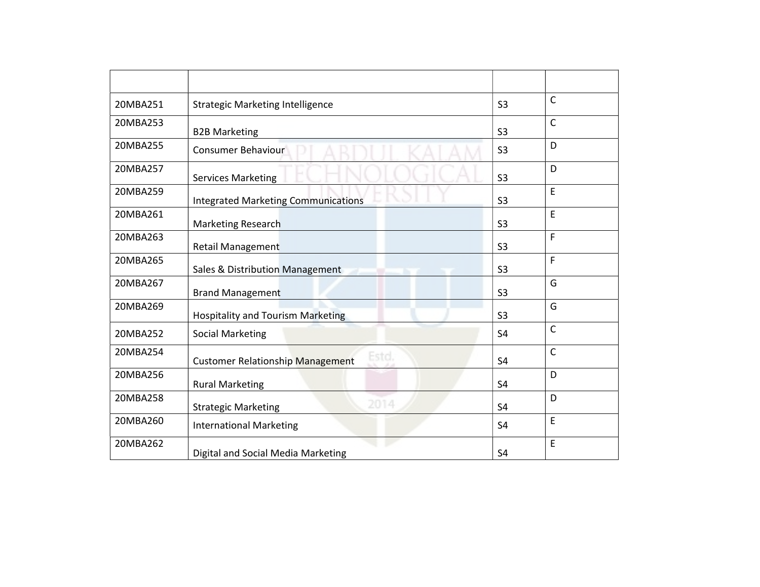| | | | |
|---|---|---|---|
| 20MBA251 | Strategic Marketing Intelligence | S3 | C |
| 20MBA253 | B2B Marketing | S3 | C |
| 20MBA255 | Consumer Behaviour | S3 | D |
| 20MBA257 | Services Marketing | S3 | D |
| 20MBA259 | Integrated Marketing Communications | S3 | E |
| 20MBA261 | Marketing Research | S3 | E |
| 20MBA263 | Retail Management | S3 | F |
| 20MBA265 | Sales & Distribution Management | S3 | F |
| 20MBA267 | Brand Management | S3 | G |
| 20MBA269 | Hospitality and Tourism Marketing | S3 | G |
| 20MBA252 | Social Marketing | S4 | C |
| 20MBA254 | Customer Relationship Management | S4 | C |
| 20MBA256 | Rural Marketing | S4 | D |
| 20MBA258 | Strategic Marketing | S4 | D |
| 20MBA260 | International Marketing | S4 | E |
| 20MBA262 | Digital and Social Media Marketing | S4 | E |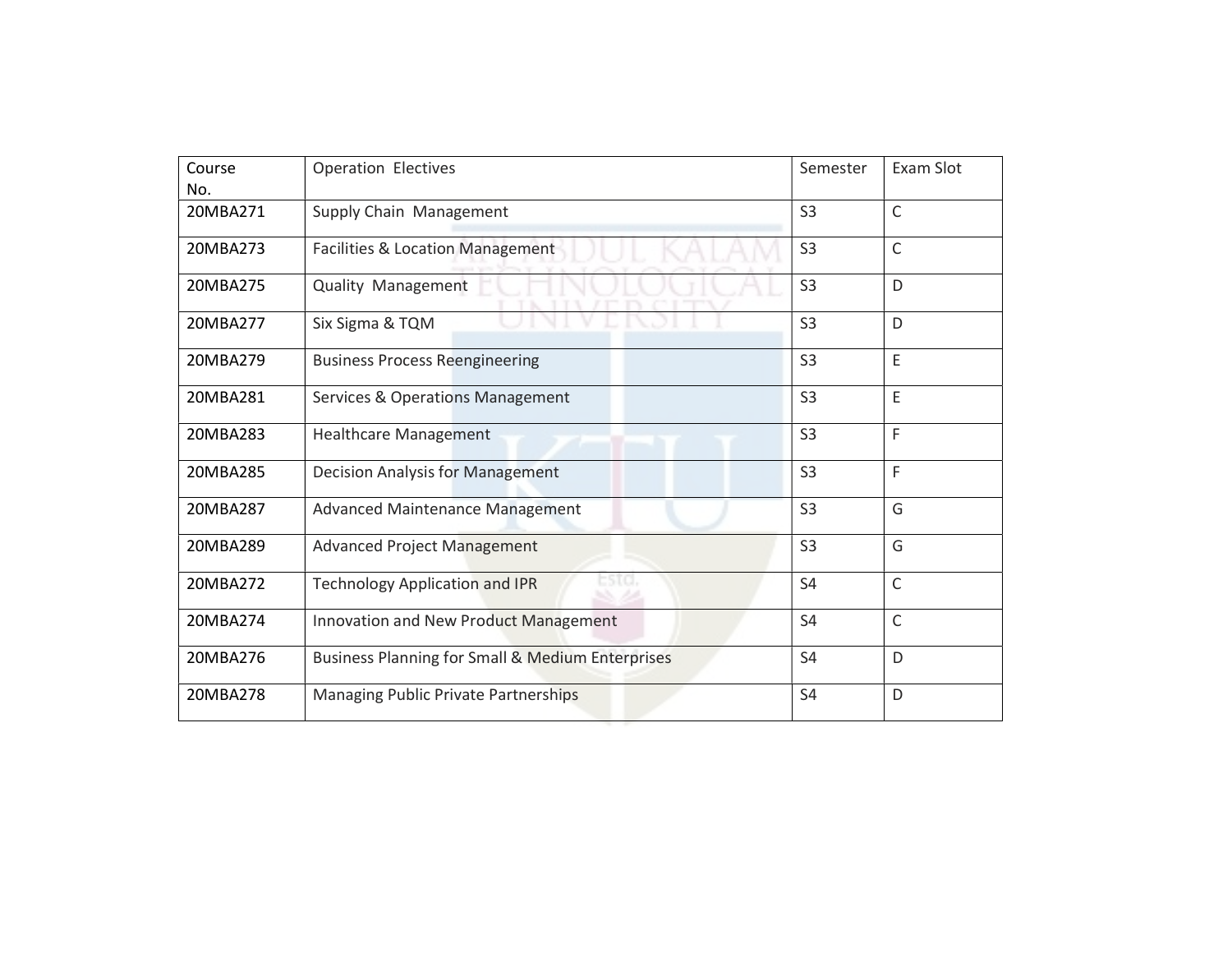| Course No. | Operation Electives | Semester | Exam Slot |
|---|---|---|---|
| 20MBA271 | Supply Chain Management | S3 | C |
| 20MBA273 | Facilities & Location Management | S3 | C |
| 20MBA275 | Quality Management | S3 | D |
| 20MBA277 | Six Sigma & TQM | S3 | D |
| 20MBA279 | Business Process Reengineering | S3 | E |
| 20MBA281 | Services & Operations Management | S3 | E |
| 20MBA283 | Healthcare Management | S3 | F |
| 20MBA285 | Decision Analysis for Management | S3 | F |
| 20MBA287 | Advanced Maintenance Management | S3 | G |
| 20MBA289 | Advanced Project Management | S3 | G |
| 20MBA272 | Technology Application and IPR | S4 | C |
| 20MBA274 | Innovation and New Product Management | S4 | C |
| 20MBA276 | Business Planning for Small & Medium Enterprises | S4 | D |
| 20MBA278 | Managing Public Private Partnerships | S4 | D |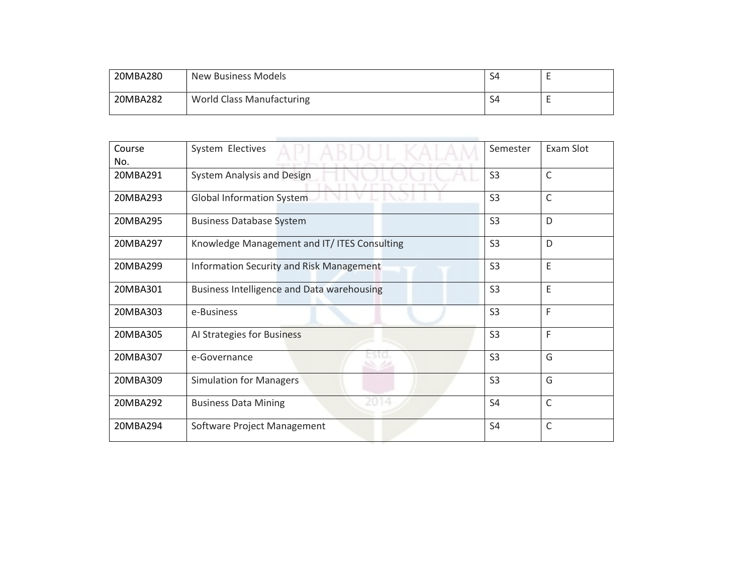| | | | |
|---|---|---|---|
| 20MBA280 | New Business Models | S4 | E |
| 20MBA282 | World Class Manufacturing | S4 | E |

| Course No. | System Electives | Semester | Exam Slot |
|---|---|---|---|
| 20MBA291 | System Analysis and Design | S3 | C |
| 20MBA293 | Global Information System | S3 | C |
| 20MBA295 | Business Database System | S3 | D |
| 20MBA297 | Knowledge Management and IT/ ITES Consulting | S3 | D |
| 20MBA299 | Information Security and Risk Management | S3 | E |
| 20MBA301 | Business Intelligence and Data warehousing | S3 | E |
| 20MBA303 | e-Business | S3 | F |
| 20MBA305 | AI Strategies for Business | S3 | F |
| 20MBA307 | e-Governance | S3 | G |
| 20MBA309 | Simulation for Managers | S3 | G |
| 20MBA292 | Business Data Mining | S4 | C |
| 20MBA294 | Software Project Management | S4 | C |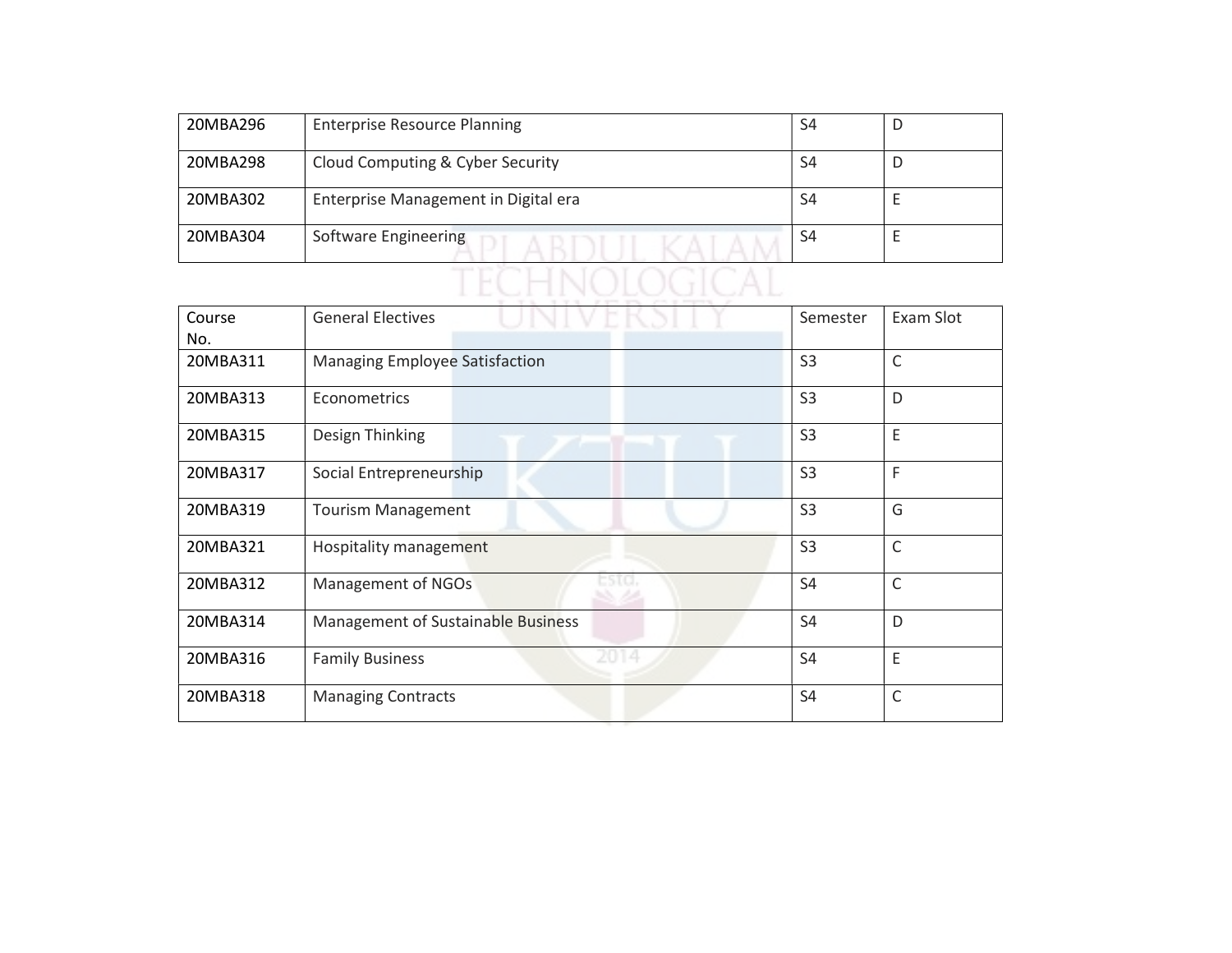| | | | |
|---|---|---|---|
| 20MBA296 | Enterprise Resource Planning | S4 | D |
| 20MBA298 | Cloud Computing & Cyber Security | S4 | D |
| 20MBA302 | Enterprise Management in Digital era | S4 | E |
| 20MBA304 | Software Engineering | S4 | E |

| Course No. | General Electives | Semester | Exam Slot |
|---|---|---|---|
| 20MBA311 | Managing Employee Satisfaction | S3 | C |
| 20MBA313 | Econometrics | S3 | D |
| 20MBA315 | Design Thinking | S3 | E |
| 20MBA317 | Social Entrepreneurship | S3 | F |
| 20MBA319 | Tourism Management | S3 | G |
| 20MBA321 | Hospitality management | S3 | C |
| 20MBA312 | Management of NGOs | S4 | C |
| 20MBA314 | Management of Sustainable Business | S4 | D |
| 20MBA316 | Family Business | S4 | E |
| 20MBA318 | Managing Contracts | S4 | C |